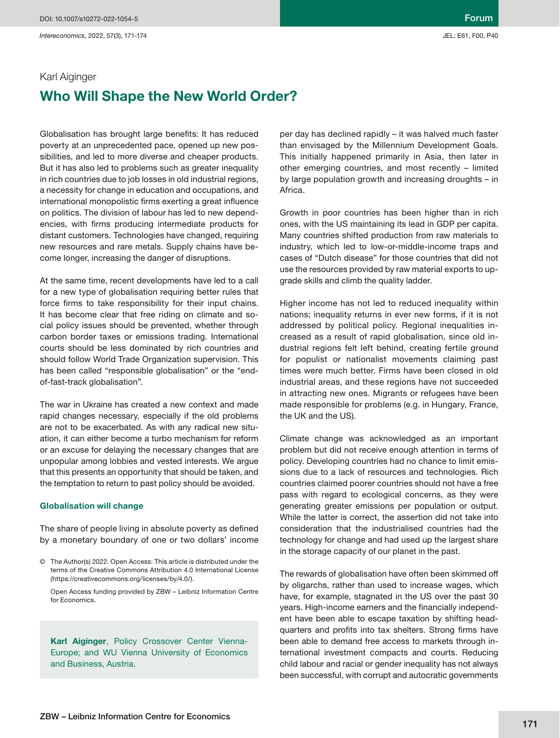Karl Aiginger

# Who Will Shape the New World Order?

Globalisation has brought large benefits: It has reduced poverty at an unprecedented pace, opened up new possibilities, and led to more diverse and cheaper products. But it has also led to problems such as greater inequality in rich countries due to job losses in old industrial regions, a necessity for change in education and occupations, and international monopolistic firms exerting a great influence on politics. The division of labour has led to new dependencies, with firms producing intermediate products for distant customers. Technologies have changed, requiring new resources and rare metals. Supply chains have become longer, increasing the danger of disruptions.

At the same time, recent developments have led to a call for a new type of globalisation requiring better rules that force firms to take responsibility for their input chains. It has become clear that free riding on climate and social policy issues should be prevented, whether through carbon border taxes or emissions trading. International courts should be less dominated by rich countries and should follow World Trade Organization supervision. This has been called "responsible globalisation" or the "end-of-fast-track globalisation".

The war in Ukraine has created a new context and made rapid changes necessary, especially if the old problems are not to be exacerbated. As with any radical new situation, it can either become a turbo mechanism for reform or an excuse for delaying the necessary changes that are unpopular among lobbies and vested interests. We argue that this presents an opportunity that should be taken, and the temptation to return to past policy should be avoided.

## Globalisation will change

The share of people living in absolute poverty as defined by a monetary boundary of one or two dollars' income per day has declined rapidly – it was halved much faster than envisaged by the Millennium Development Goals. This initially happened primarily in Asia, then later in other emerging countries, and most recently – limited by large population growth and increasing droughts – in Africa.

Growth in poor countries has been higher than in rich ones, with the US maintaining its lead in GDP per capita. Many countries shifted production from raw materials to industry, which led to low-or-middle-income traps and cases of "Dutch disease" for those countries that did not use the resources provided by raw material exports to upgrade skills and climb the quality ladder.

Higher income has not led to reduced inequality within nations; inequality returns in ever new forms, if it is not addressed by political policy. Regional inequalities increased as a result of rapid globalisation, since old industrial regions felt left behind, creating fertile ground for populist or nationalist movements claiming past times were much better. Firms have been closed in old industrial areas, and these regions have not succeeded in attracting new ones. Migrants or refugees have been made responsible for problems (e.g. in Hungary, France, the UK and the US).

Climate change was acknowledged as an important problem but did not receive enough attention in terms of policy. Developing countries had no chance to limit emissions due to a lack of resources and technologies. Rich countries claimed poorer countries should not have a free pass with regard to ecological concerns, as they were generating greater emissions per population or output. While the latter is correct, the assertion did not take into consideration that the industrialised countries had the technology for change and had used up the largest share in the storage capacity of our planet in the past.

The rewards of globalisation have often been skimmed off by oligarchs, rather than used to increase wages, which have, for example, stagnated in the US over the past 30 years. High-income earners and the financially independent have been able to escape taxation by shifting headquarters and profits into tax shelters. Strong firms have been able to demand free access to markets through international investment compacts and courts. Reducing child labour and racial or gender inequality has not always been successful, with corrupt and autocratic governments

© The Author(s) 2022. Open Access: This article is distributed under the terms of the Creative Commons Attribution 4.0 International License (https://creativecommons.org/licenses/by/4.0/).

Open Access funding provided by ZBW – Leibniz Information Centre for Economics.

**Karl Aiginger**, Policy Crossover Center Vienna-Europe; and WU Vienna University of Economics and Business, Austria.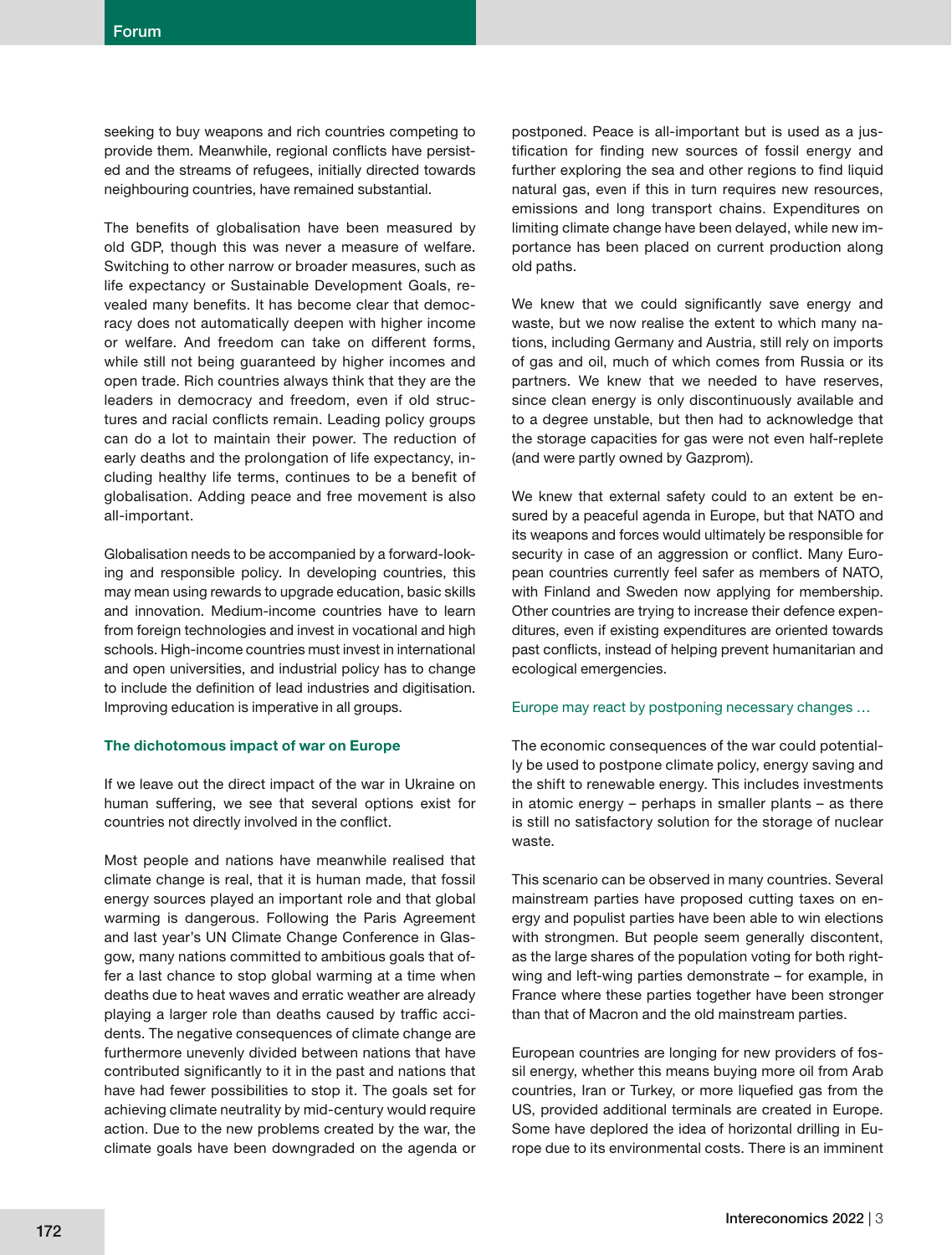seeking to buy weapons and rich countries competing to provide them. Meanwhile, regional conflicts have persisted and the streams of refugees, initially directed towards neighbouring countries, have remained substantial.

The benefits of globalisation have been measured by old GDP, though this was never a measure of welfare. Switching to other narrow or broader measures, such as life expectancy or Sustainable Development Goals, revealed many benefits. It has become clear that democracy does not automatically deepen with higher income or welfare. And freedom can take on different forms, while still not being guaranteed by higher incomes and open trade. Rich countries always think that they are the leaders in democracy and freedom, even if old structures and racial conflicts remain. Leading policy groups can do a lot to maintain their power. The reduction of early deaths and the prolongation of life expectancy, including healthy life terms, continues to be a benefit of globalisation. Adding peace and free movement is also all-important.

Globalisation needs to be accompanied by a forward-looking and responsible policy. In developing countries, this may mean using rewards to upgrade education, basic skills and innovation. Medium-income countries have to learn from foreign technologies and invest in vocational and high schools. High-income countries must invest in international and open universities, and industrial policy has to change to include the definition of lead industries and digitisation. Improving education is imperative in all groups.

## The dichotomous impact of war on Europe

If we leave out the direct impact of the war in Ukraine on human suffering, we see that several options exist for countries not directly involved in the conflict.

Most people and nations have meanwhile realised that climate change is real, that it is human made, that fossil energy sources played an important role and that global warming is dangerous. Following the Paris Agreement and last year's UN Climate Change Conference in Glasgow, many nations committed to ambitious goals that offer a last chance to stop global warming at a time when deaths due to heat waves and erratic weather are already playing a larger role than deaths caused by traffic accidents. The negative consequences of climate change are furthermore unevenly divided between nations that have contributed significantly to it in the past and nations that have had fewer possibilities to stop it. The goals set for achieving climate neutrality by mid-century would require action. Due to the new problems created by the war, the climate goals have been downgraded on the agenda or postponed. Peace is all-important but is used as a justification for finding new sources of fossil energy and further exploring the sea and other regions to find liquid natural gas, even if this in turn requires new resources, emissions and long transport chains. Expenditures on limiting climate change have been delayed, while new importance has been placed on current production along old paths.

We knew that we could significantly save energy and waste, but we now realise the extent to which many nations, including Germany and Austria, still rely on imports of gas and oil, much of which comes from Russia or its partners. We knew that we needed to have reserves, since clean energy is only discontinuously available and to a degree unstable, but then had to acknowledge that the storage capacities for gas were not even half-replete (and were partly owned by Gazprom).

We knew that external safety could to an extent be ensured by a peaceful agenda in Europe, but that NATO and its weapons and forces would ultimately be responsible for security in case of an aggression or conflict. Many European countries currently feel safer as members of NATO, with Finland and Sweden now applying for membership. Other countries are trying to increase their defence expenditures, even if existing expenditures are oriented towards past conflicts, instead of helping prevent humanitarian and ecological emergencies.

### Europe may react by postponing necessary changes …

The economic consequences of the war could potentially be used to postpone climate policy, energy saving and the shift to renewable energy. This includes investments in atomic energy – perhaps in smaller plants – as there is still no satisfactory solution for the storage of nuclear waste.

This scenario can be observed in many countries. Several mainstream parties have proposed cutting taxes on energy and populist parties have been able to win elections with strongmen. But people seem generally discontent, as the large shares of the population voting for both right-wing and left-wing parties demonstrate – for example, in France where these parties together have been stronger than that of Macron and the old mainstream parties.

European countries are longing for new providers of fossil energy, whether this means buying more oil from Arab countries, Iran or Turkey, or more liquefied gas from the US, provided additional terminals are created in Europe. Some have deplored the idea of horizontal drilling in Europe due to its environmental costs. There is an imminent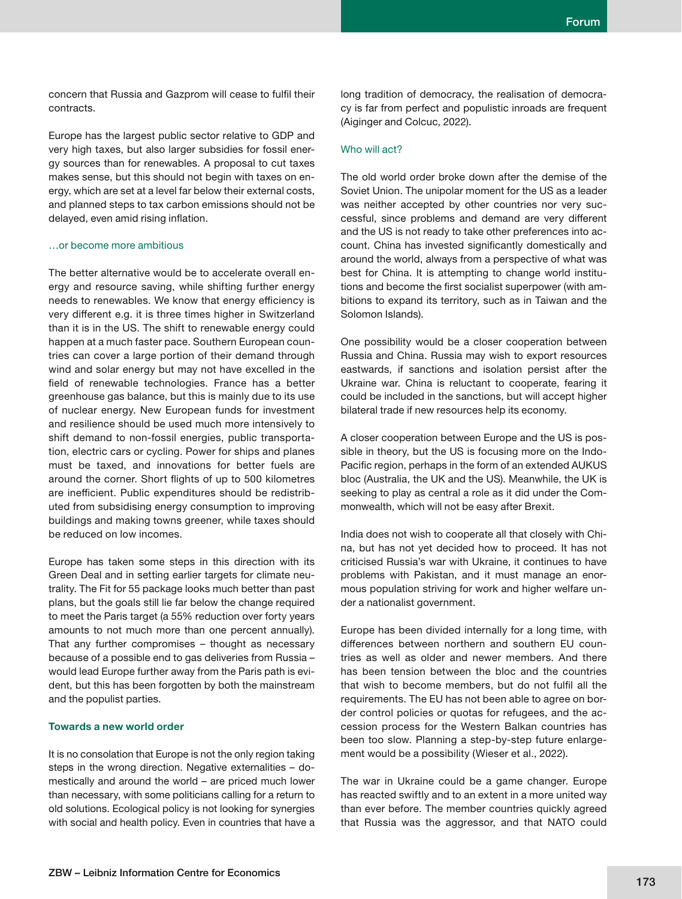concern that Russia and Gazprom will cease to fulfil their contracts.

Europe has the largest public sector relative to GDP and very high taxes, but also larger subsidies for fossil energy sources than for renewables. A proposal to cut taxes makes sense, but this should not begin with taxes on energy, which are set at a level far below their external costs, and planned steps to tax carbon emissions should not be delayed, even amid rising inflation.

### …or become more ambitious

The better alternative would be to accelerate overall energy and resource saving, while shifting further energy needs to renewables. We know that energy efficiency is very different e.g. it is three times higher in Switzerland than it is in the US. The shift to renewable energy could happen at a much faster pace. Southern European countries can cover a large portion of their demand through wind and solar energy but may not have excelled in the field of renewable technologies. France has a better greenhouse gas balance, but this is mainly due to its use of nuclear energy. New European funds for investment and resilience should be used much more intensively to shift demand to non-fossil energies, public transportation, electric cars or cycling. Power for ships and planes must be taxed, and innovations for better fuels are around the corner. Short flights of up to 500 kilometres are inefficient. Public expenditures should be redistributed from subsidising energy consumption to improving buildings and making towns greener, while taxes should be reduced on low incomes.

Europe has taken some steps in this direction with its Green Deal and in setting earlier targets for climate neutrality. The Fit for 55 package looks much better than past plans, but the goals still lie far below the change required to meet the Paris target (a 55% reduction over forty years amounts to not much more than one percent annually). That any further compromises – thought as necessary because of a possible end to gas deliveries from Russia – would lead Europe further away from the Paris path is evident, but this has been forgotten by both the mainstream and the populist parties.

## Towards a new world order

It is no consolation that Europe is not the only region taking steps in the wrong direction. Negative externalities – domestically and around the world – are priced much lower than necessary, with some politicians calling for a return to old solutions. Ecological policy is not looking for synergies with social and health policy. Even in countries that have a long tradition of democracy, the realisation of democracy is far from perfect and populistic inroads are frequent (Aiginger and Colcuc, 2022).

### Who will act?

The old world order broke down after the demise of the Soviet Union. The unipolar moment for the US as a leader was neither accepted by other countries nor very successful, since problems and demand are very different and the US is not ready to take other preferences into account. China has invested significantly domestically and around the world, always from a perspective of what was best for China. It is attempting to change world institutions and become the first socialist superpower (with ambitions to expand its territory, such as in Taiwan and the Solomon Islands).

One possibility would be a closer cooperation between Russia and China. Russia may wish to export resources eastwards, if sanctions and isolation persist after the Ukraine war. China is reluctant to cooperate, fearing it could be included in the sanctions, but will accept higher bilateral trade if new resources help its economy.

A closer cooperation between Europe and the US is possible in theory, but the US is focusing more on the Indo-Pacific region, perhaps in the form of an extended AUKUS bloc (Australia, the UK and the US). Meanwhile, the UK is seeking to play as central a role as it did under the Commonwealth, which will not be easy after Brexit.

India does not wish to cooperate all that closely with China, but has not yet decided how to proceed. It has not criticised Russia's war with Ukraine, it continues to have problems with Pakistan, and it must manage an enormous population striving for work and higher welfare under a nationalist government.

Europe has been divided internally for a long time, with differences between northern and southern EU countries as well as older and newer members. And there has been tension between the bloc and the countries that wish to become members, but do not fulfil all the requirements. The EU has not been able to agree on border control policies or quotas for refugees, and the accession process for the Western Balkan countries has been too slow. Planning a step-by-step future enlargement would be a possibility (Wieser et al., 2022).

The war in Ukraine could be a game changer. Europe has reacted swiftly and to an extent in a more united way than ever before. The member countries quickly agreed that Russia was the aggressor, and that NATO could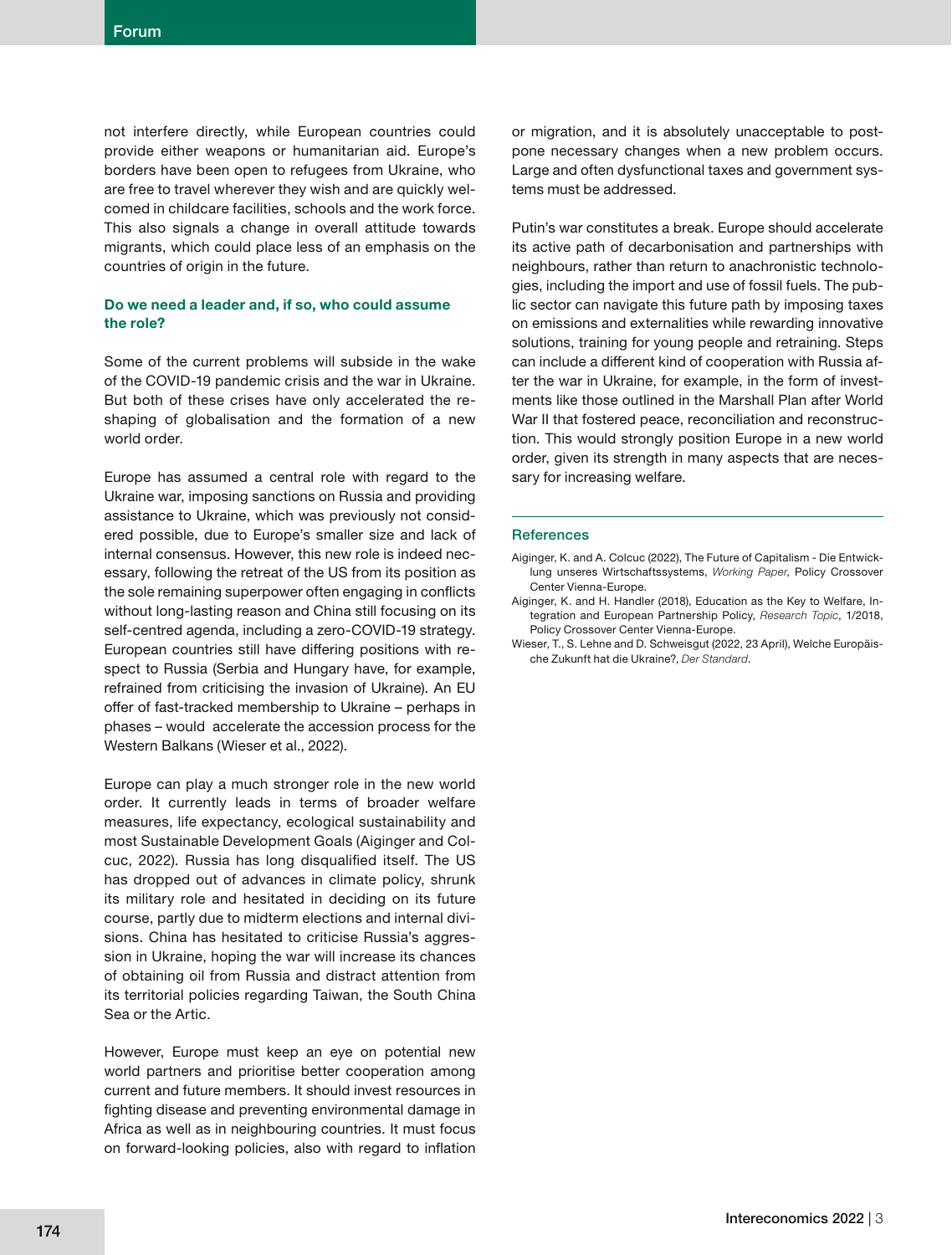not interfere directly, while European countries could provide either weapons or humanitarian aid. Europe's borders have been open to refugees from Ukraine, who are free to travel wherever they wish and are quickly welcomed in childcare facilities, schools and the work force. This also signals a change in overall attitude towards migrants, which could place less of an emphasis on the countries of origin in the future.

### Do we need a leader and, if so, who could assume the role?

Some of the current problems will subside in the wake of the COVID-19 pandemic crisis and the war in Ukraine. But both of these crises have only accelerated the reshaping of globalisation and the formation of a new world order.

Europe has assumed a central role with regard to the Ukraine war, imposing sanctions on Russia and providing assistance to Ukraine, which was previously not considered possible, due to Europe's smaller size and lack of internal consensus. However, this new role is indeed necessary, following the retreat of the US from its position as the sole remaining superpower often engaging in conflicts without long-lasting reason and China still focusing on its self-centred agenda, including a zero-COVID-19 strategy. European countries still have differing positions with respect to Russia (Serbia and Hungary have, for example, refrained from criticising the invasion of Ukraine). An EU offer of fast-tracked membership to Ukraine – perhaps in phases – would accelerate the accession process for the Western Balkans (Wieser et al., 2022).

Europe can play a much stronger role in the new world order. It currently leads in terms of broader welfare measures, life expectancy, ecological sustainability and most Sustainable Development Goals (Aiginger and Colcuc, 2022). Russia has long disqualified itself. The US has dropped out of advances in climate policy, shrunk its military role and hesitated in deciding on its future course, partly due to midterm elections and internal divisions. China has hesitated to criticise Russia's aggression in Ukraine, hoping the war will increase its chances of obtaining oil from Russia and distract attention from its territorial policies regarding Taiwan, the South China Sea or the Artic.

However, Europe must keep an eye on potential new world partners and prioritise better cooperation among current and future members. It should invest resources in fighting disease and preventing environmental damage in Africa as well as in neighbouring countries. It must focus on forward-looking policies, also with regard to inflation or migration, and it is absolutely unacceptable to postpone necessary changes when a new problem occurs. Large and often dysfunctional taxes and government systems must be addressed.

Putin's war constitutes a break. Europe should accelerate its active path of decarbonisation and partnerships with neighbours, rather than return to anachronistic technologies, including the import and use of fossil fuels. The public sector can navigate this future path by imposing taxes on emissions and externalities while rewarding innovative solutions, training for young people and retraining. Steps can include a different kind of cooperation with Russia after the war in Ukraine, for example, in the form of investments like those outlined in the Marshall Plan after World War II that fostered peace, reconciliation and reconstruction. This would strongly position Europe in a new world order, given its strength in many aspects that are necessary for increasing welfare.

### References

Aiginger, K. and A. Colcuc (2022), The Future of Capitalism - Die Entwicklung unseres Wirtschaftssystems, *Working Paper*, Policy Crossover Center Vienna-Europe.

Aiginger, K. and H. Handler (2018), Education as the Key to Welfare, Integration and European Partnership Policy, *Research Topic*, 1/2018, Policy Crossover Center Vienna-Europe.

Wieser, T., S. Lehne and D. Schweisgut (2022, 23 April), Welche Europäische Zukunft hat die Ukraine?, *Der Standard*.